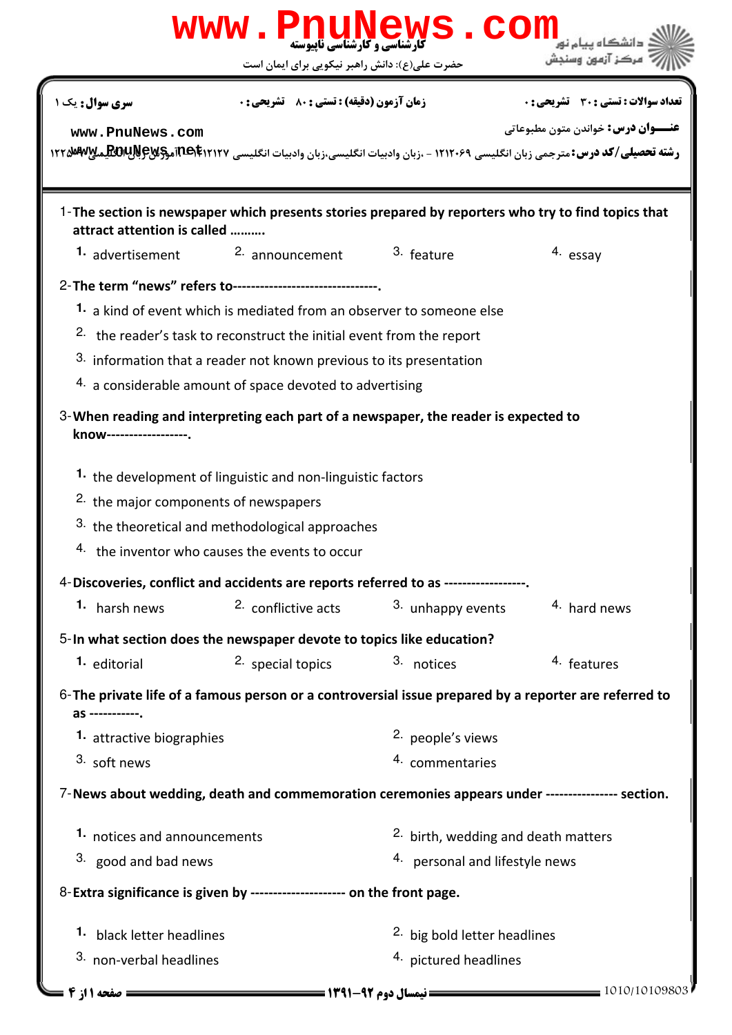**کارشناسی و کارشناسی ناپیوسته**

حضرت علی(ع): دانش راهبر نیکویی برای ایمان است

دانشگاه پیام نور
مرکز آزمون وسنجش

**تعداد سوالات : تستی : ۳۰ تشریحی : ۰** | **زمان آزمون (دقیقه) : تستی : ۸۰ تشریحی : ۰** | **سری سوال :** یک ۱

**عنـــوان درس:** خواندن متون مطبوعاتی

**رشته تحصیلی/کد درس:** مترجمی زبان انگلیسی ۱۲۱۲۰۶۹ - ،زبان وادبیات انگلیسی،زبان وادبیات انگلیسی ۱۲۱۲۱۲۷ - ،آموزش زبان انگلیسی ۱۲۲۵۰۰۵

1-**The section is newspaper which presents stories prepared by reporters who try to find topics that attract attention is called ……….**

1. advertisement
2. announcement
3. feature
4. essay

2-**The term "news" refers to--------------------------------.**

1. a kind of event which is mediated from an observer to someone else
2. the reader's task to reconstruct the initial event from the report
3. information that a reader not known previous to its presentation
4. a considerable amount of space devoted to advertising

3-**When reading and interpreting each part of a newspaper, the reader is expected to know------------------.**

1. the development of linguistic and non-linguistic factors
2. the major components of newspapers
3. the theoretical and methodological approaches
4. the inventor who causes the events to occur

4-**Discoveries, conflict and accidents are reports referred to as ------------------.**

1. harsh news
2. conflictive acts
3. unhappy events
4. hard news

5-**In what section does the newspaper devote to topics like education?**

1. editorial
2. special topics
3. notices
4. features

6-**The private life of a famous person or a controversial issue prepared by a reporter are referred to as -----------.**

1. attractive biographies
2. people's views
3. soft news
4. commentaries

7-**News about wedding, death and commemoration ceremonies appears under --------------- section.**

1. notices and announcements
2. birth, wedding and death matters
3. good and bad news
4. personal and lifestyle news

8-**Extra significance is given by -------------------- on the front page.**

1. black letter headlines
2. big bold letter headlines
3. non-verbal headlines
4. pictured headlines

نیمسال دوم ۹۲-۱۳۹۱

1010/10109803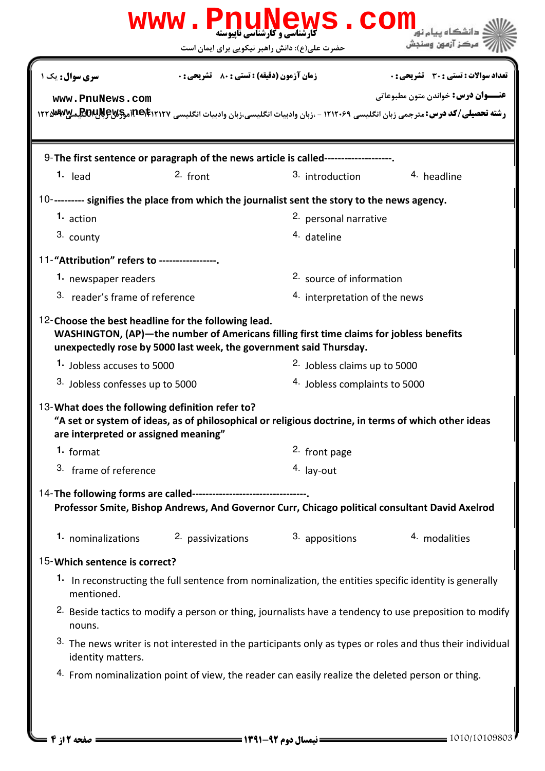کارشناسی و کارشناسی ناپیوسته

حضرت علی(ع): دانش راهبر نیکویی برای ایمان است

دانشگاه پیام نور
مرکز آزمون وسنجش

**سری سوال:** یک ۱ | **زمان آزمون (دقیقه) : تستی : ۸۰ تشریحی : ۰** | **تعداد سوالات : تستی : ۳۰ تشریحی : ۰**

**عنـــوان درس:** خواندن متون مطبوعاتی

**رشته تحصیلی/کد درس:** مترجمی زبان انگلیسی ۱۲۱۲۰۶۹ - ،زبان وادبیات انگلیسی،زبان وادبیات انگلیسی ۱۲۱۲۱۲۷ - ،آموزش زبان انگلیسی ۱۲۲۵۰۰۸

9- **The first sentence or paragraph of the news article is called--------------------.**

1. lead
2. front
3. introduction
4. headline

10- **--------- signifies the place from which the journalist sent the story to the news agency.**

1. action
2. personal narrative
3. county
4. dateline

11- **“Attribution” refers to -----------------.**

1. newspaper readers
2. source of information
3. reader’s frame of reference
4. interpretation of the news

12- **Choose the best headline for the following lead.**
**WASHINGTON, (AP)—the number of Americans filling first time claims for jobless benefits unexpectedly rose by 5000 last week, the government said Thursday.**

1. Jobless accuses to 5000
2. Jobless claims up to 5000
3. Jobless confesses up to 5000
4. Jobless complaints to 5000

13- **What does the following definition refer to?**
**“A set or system of ideas, as of philosophical or religious doctrine, in terms of which other ideas are interpreted or assigned meaning”**

1. format
2. front page
3. frame of reference
4. lay-out

14- **The following forms are called---------------------------------.**
**Professor Smite, Bishop Andrews, And Governor Curr, Chicago political consultant David Axelrod**

1. nominalizations
2. passivizations
3. appositions
4. modalities

15- **Which sentence is correct?**

1. In reconstructing the full sentence from nominalization, the entities specific identity is generally mentioned.
2. Beside tactics to modify a person or thing, journalists have a tendency to use preposition to modify nouns.
3. The news writer is not interested in the participants only as types or roles and thus their individual identity matters.
4. From nominalization point of view, the reader can easily realize the deleted person or thing.

نیمسال دوم ۹۲-۱۳۹۱

1010/10109803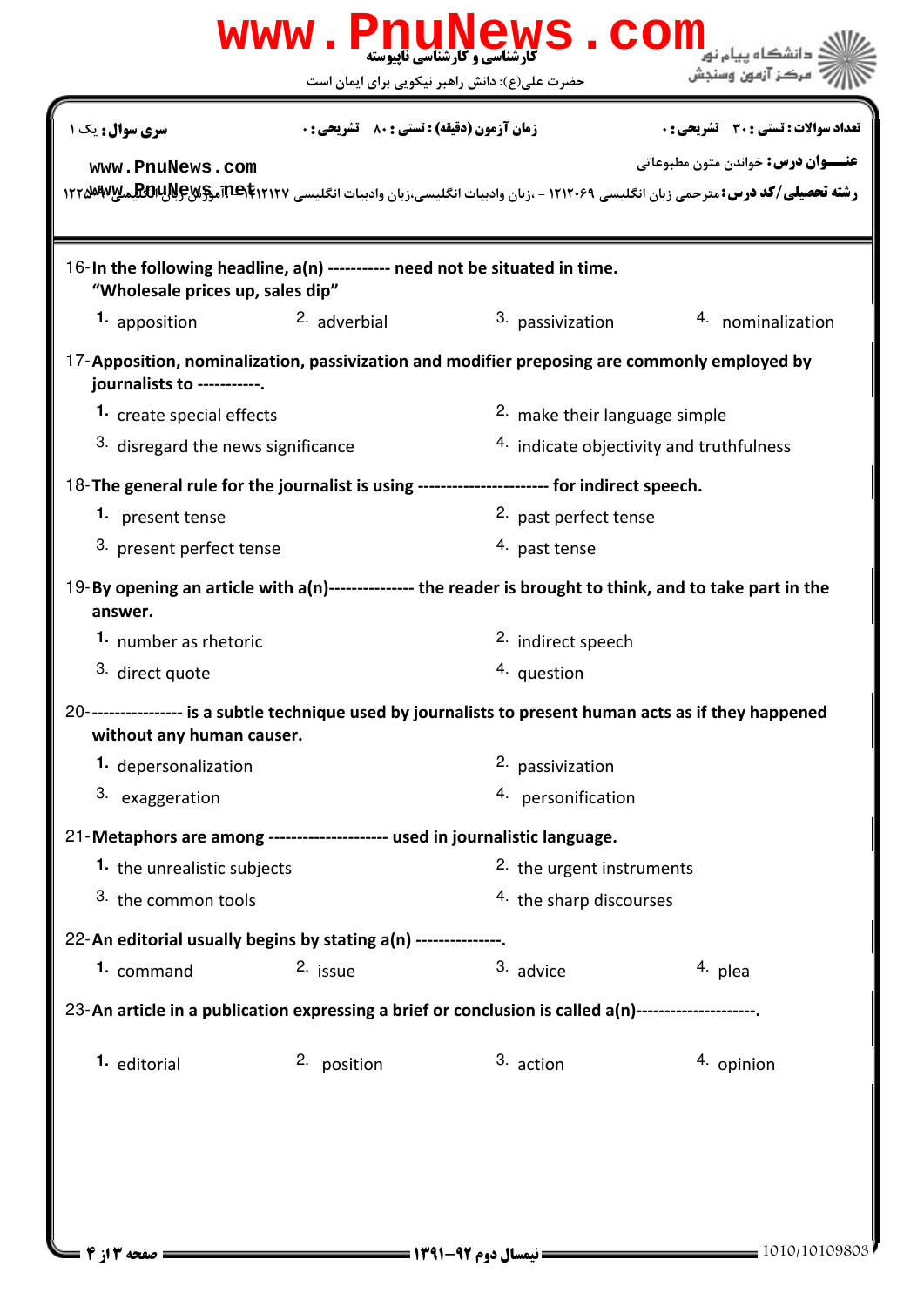16-In the following headline, a(n) ----------- need not be situated in time.
"Wholesale prices up, sales dip"

1. apposition
2. adverbial
3. passivization
4. nominalization

17-Apposition, nominalization, passivization and modifier preposing are commonly employed by journalists to -----------.

1. create special effects
2. make their language simple
3. disregard the news significance
4. indicate objectivity and truthfulness

18-The general rule for the journalist is using ---------------------- for indirect speech.

1. present tense
2. past perfect tense
3. present perfect tense
4. past tense

19-By opening an article with a(n)-------------- the reader is brought to think, and to take part in the answer.

1. number as rhetoric
2. indirect speech
3. direct quote
4. question

20---------------- is a subtle technique used by journalists to present human acts as if they happened without any human causer.

1. depersonalization
2. passivization
3. exaggeration
4. personification

21-Metaphors are among -------------------- used in journalistic language.

1. the unrealistic subjects
2. the urgent instruments
3. the common tools
4. the sharp discourses

22-An editorial usually begins by stating a(n) --------------.

1. command
2. issue
3. advice
4. plea

23-An article in a publication expressing a brief or conclusion is called a(n)--------------------.

1. editorial
2. position
3. action
4. opinion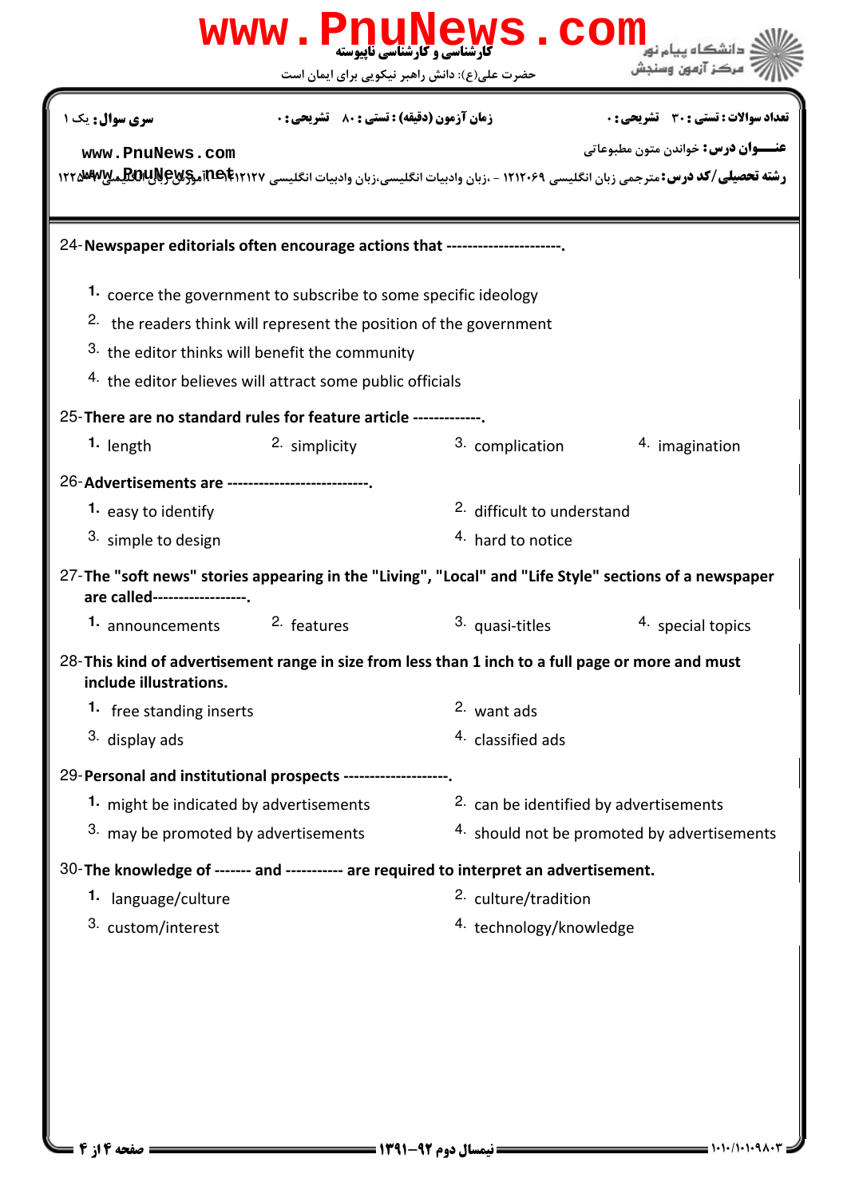24-**Newspaper editorials often encourage actions that ---------------------.**

1. coerce the government to subscribe to some specific ideology
2. the readers think will represent the position of the government
3. the editor thinks will benefit the community
4. the editor believes will attract some public officials

25-**There are no standard rules for feature article -------------.**

1. length
2. simplicity
3. complication
4. imagination

26-**Advertisements are ---------------------------.**

1. easy to identify
2. difficult to understand
3. simple to design
4. hard to notice

27-**The "soft news" stories appearing in the "Living", "Local" and "Life Style" sections of a newspaper are called------------------.**

1. announcements
2. features
3. quasi-titles
4. special topics

28-**This kind of advertisement range in size from less than 1 inch to a full page or more and must include illustrations.**

1. free standing inserts
2. want ads
3. display ads
4. classified ads

29-**Personal and institutional prospects --------------------.**

1. might be indicated by advertisements
2. can be identified by advertisements
3. may be promoted by advertisements
4. should not be promoted by advertisements

30-**The knowledge of ------- and ----------- are required to interpret an advertisement.**

1. language/culture
2. culture/tradition
3. custom/interest
4. technology/knowledge